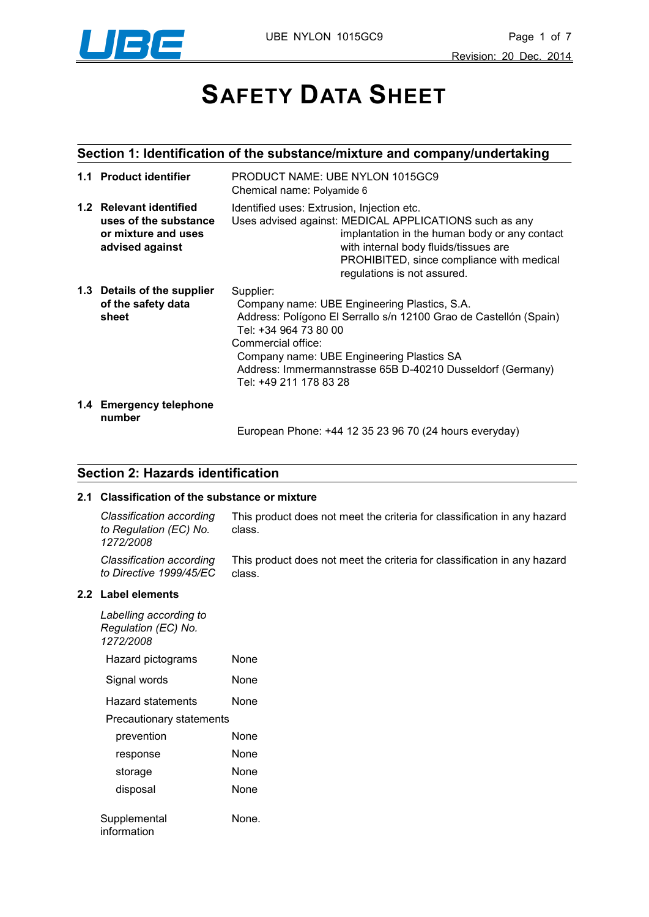# SAFETY DATA SHEET

## Section 1: Identification of the substance/mixture and company/undertaking

**1.1 Product identifier**

PRODUCT NAME: UBE NYLON 1015GC9
Chemical name: Polyamide 6

**1.2 Relevant identified uses of the substance or mixture and uses advised against**

Identified uses: Extrusion, Injection etc.
Uses advised against: MEDICAL APPLICATIONS such as any implantation in the human body or any contact with internal body fluids/tissues are PROHIBITED, since compliance with medical regulations is not assured.

**1.3 Details of the supplier of the safety data sheet**

Supplier:
Company name: UBE Engineering Plastics, S.A.
Address: Polígono El Serrallo s/n 12100 Grao de Castellón (Spain)
Tel: +34 964 73 80 00
Commercial office:
Company name: UBE Engineering Plastics SA
Address: Immermannstrasse 65B D-40210 Dusseldorf (Germany)
Tel: +49 211 178 83 28

**1.4 Emergency telephone number**

European Phone: +44 12 35 23 96 70 (24 hours everyday)

## Section 2: Hazards identification

### 2.1 Classification of the substance or mixture

*Classification according to Regulation (EC) No. 1272/2008*: This product does not meet the criteria for classification in any hazard class.

*Classification according to Directive 1999/45/EC*: This product does not meet the criteria for classification in any hazard class.

### 2.2 Label elements

*Labelling according to Regulation (EC) No. 1272/2008*

| | |
|---|---|
| Hazard pictograms | None |
| Signal words | None |
| Hazard statements | None |
| Precautionary statements | |
| prevention | None |
| response | None |
| storage | None |
| disposal | None |

Supplemental information: None.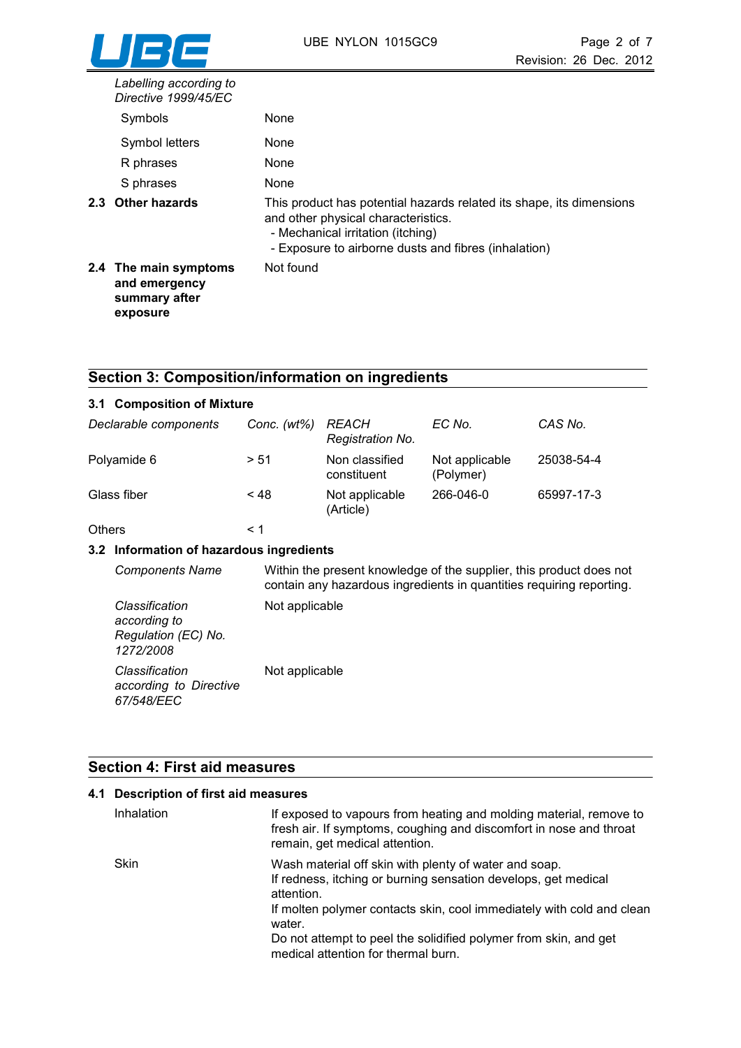*Labelling according to Directive 1999/45/EC*

| | |
|---|---|
| Symbols | None |
| Symbol letters | None |
| R phrases | None |
| S phrases | None |

**2.3 Other hazards**

This product has potential hazards related its shape, its dimensions and other physical characteristics.
- Mechanical irritation (itching)
- Exposure to airborne dusts and fibres (inhalation)

**2.4 The main symptoms and emergency summary after exposure**

Not found

## Section 3: Composition/information on ingredients

### 3.1 Composition of Mixture

| *Declarable components* | *Conc. (wt%)* | *REACH Registration No.* | *EC No.* | *CAS No.* |
|---|---|---|---|---|
| Polyamide 6 | > 51 | Non classified constituent | Not applicable (Polymer) | 25038-54-4 |
| Glass fiber | < 48 | Not applicable (Article) | 266-046-0 | 65997-17-3 |
| Others | < 1 | | | |

### 3.2 Information of hazardous ingredients

| | |
|---|---|
| *Components Name* | Within the present knowledge of the supplier, this product does not contain any hazardous ingredients in quantities requiring reporting. |
| *Classification according to Regulation (EC) No. 1272/2008* | Not applicable |
| *Classification according to Directive 67/548/EEC* | Not applicable |

## Section 4: First aid measures

### 4.1 Description of first aid measures

**Inhalation**

If exposed to vapours from heating and molding material, remove to fresh air. If symptoms, coughing and discomfort in nose and throat remain, get medical attention.

**Skin**

Wash material off skin with plenty of water and soap.
If redness, itching or burning sensation develops, get medical attention.
If molten polymer contacts skin, cool immediately with cold and clean water.
Do not attempt to peel the solidified polymer from skin, and get medical attention for thermal burn.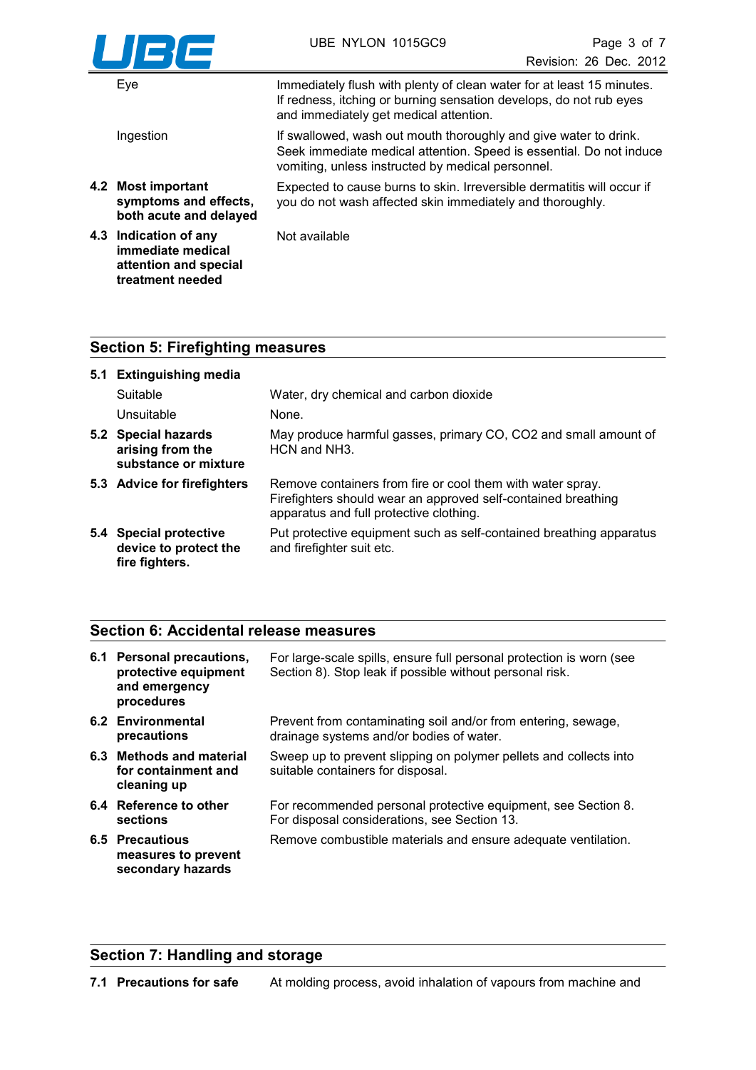| | |
|---|---|
| Eye | Immediately flush with plenty of clean water for at least 15 minutes. If redness, itching or burning sensation develops, do not rub eyes and immediately get medical attention. |
| Ingestion | If swallowed, wash out mouth thoroughly and give water to drink. Seek immediate medical attention. Speed is essential. Do not induce vomiting, unless instructed by medical personnel. |
| **4.2 Most important symptoms and effects, both acute and delayed** | Expected to cause burns to skin. Irreversible dermatitis will occur if you do not wash affected skin immediately and thoroughly. |
| **4.3 Indication of any immediate medical attention and special treatment needed** | Not available |

## Section 5: Firefighting measures

| | |
|---|---|
| **5.1 Extinguishing media** | |
| Suitable | Water, dry chemical and carbon dioxide |
| Unsuitable | None. |
| **5.2 Special hazards arising from the substance or mixture** | May produce harmful gasses, primary CO, $CO_2$ and small amount of HCN and $NH_3$. |
| **5.3 Advice for firefighters** | Remove containers from fire or cool them with water spray. Firefighters should wear an approved self-contained breathing apparatus and full protective clothing. |
| **5.4 Special protective device to protect the fire fighters.** | Put protective equipment such as self-contained breathing apparatus and firefighter suit etc. |

## Section 6: Accidental release measures

| | |
|---|---|
| **6.1 Personal precautions, protective equipment and emergency procedures** | For large-scale spills, ensure full personal protection is worn (see Section 8). Stop leak if possible without personal risk. |
| **6.2 Environmental precautions** | Prevent from contaminating soil and/or from entering, sewage, drainage systems and/or bodies of water. |
| **6.3 Methods and material for containment and cleaning up** | Sweep up to prevent slipping on polymer pellets and collects into suitable containers for disposal. |
| **6.4 Reference to other sections** | For recommended personal protective equipment, see Section 8. For disposal considerations, see Section 13. |
| **6.5 Precautious measures to prevent secondary hazards** | Remove combustible materials and ensure adequate ventilation. |

## Section 7: Handling and storage

| | |
|---|---|
| **7.1 Precautions for safe** | At molding process, avoid inhalation of vapours from machine and |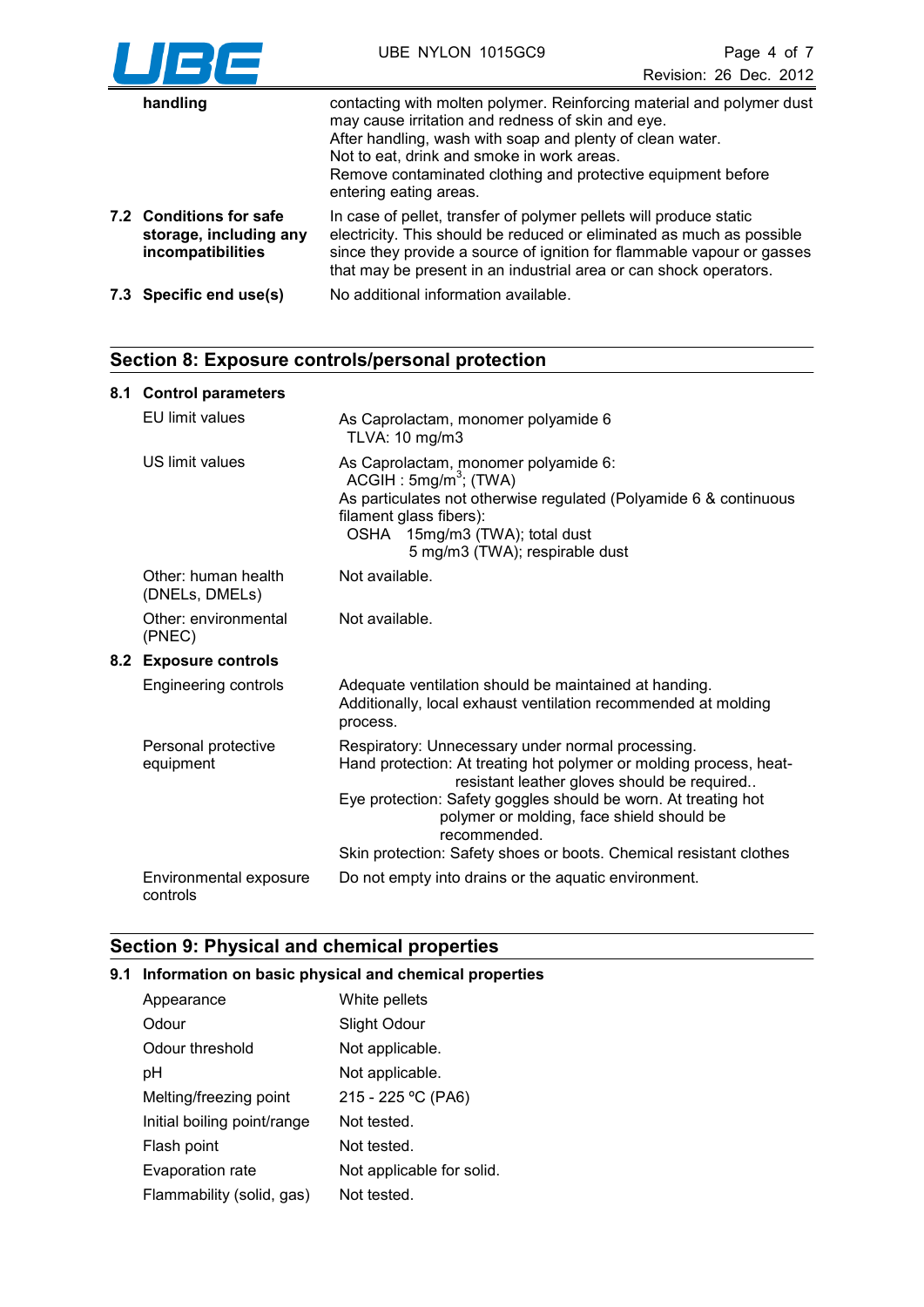| | |
|---|---|
| **handling** | contacting with molten polymer. Reinforcing material and polymer dust may cause irritation and redness of skin and eye.<br>After handling, wash with soap and plenty of clean water.<br>Not to eat, drink and smoke in work areas.<br>Remove contaminated clothing and protective equipment before entering eating areas. |
| **7.2 Conditions for safe storage, including any incompatibilities** | In case of pellet, transfer of polymer pellets will produce static electricity. This should be reduced or eliminated as much as possible since they provide a source of ignition for flammable vapour or gasses that may be present in an industrial area or can shock operators. |
| **7.3 Specific end use(s)** | No additional information available. |

## Section 8: Exposure controls/personal protection

### 8.1 Control parameters

| | |
|---|---|
| EU limit values | As Caprolactam, monomer polyamide 6<br>TLVA: 10 mg/m3 |
| US limit values | As Caprolactam, monomer polyamide 6:<br>ACGIH : 5mg/m$^3$; (TWA)<br>As particulates not otherwise regulated (Polyamide 6 & continuous filament glass fibers):<br>OSHA 15mg/m3 (TWA); total dust<br>5 mg/m3 (TWA); respirable dust |
| Other: human health (DNELs, DMELs) | Not available. |
| Other: environmental (PNEC) | Not available. |

### 8.2 Exposure controls

| | |
|---|---|
| Engineering controls | Adequate ventilation should be maintained at handing.<br>Additionally, local exhaust ventilation recommended at molding process. |
| Personal protective equipment | Respiratory: Unnecessary under normal processing.<br>Hand protection: At treating hot polymer or molding process, heat-resistant leather gloves should be required..<br>Eye protection: Safety goggles should be worn. At treating hot polymer or molding, face shield should be recommended.<br>Skin protection: Safety shoes or boots. Chemical resistant clothes |
| Environmental exposure controls | Do not empty into drains or the aquatic environment. |

## Section 9: Physical and chemical properties

### 9.1 Information on basic physical and chemical properties

| | |
|---|---|
| Appearance | White pellets |
| Odour | Slight Odour |
| Odour threshold | Not applicable. |
| pH | Not applicable. |
| Melting/freezing point | 215 - 225 ºC (PA6) |
| Initial boiling point/range | Not tested. |
| Flash point | Not tested. |
| Evaporation rate | Not applicable for solid. |
| Flammability (solid, gas) | Not tested. |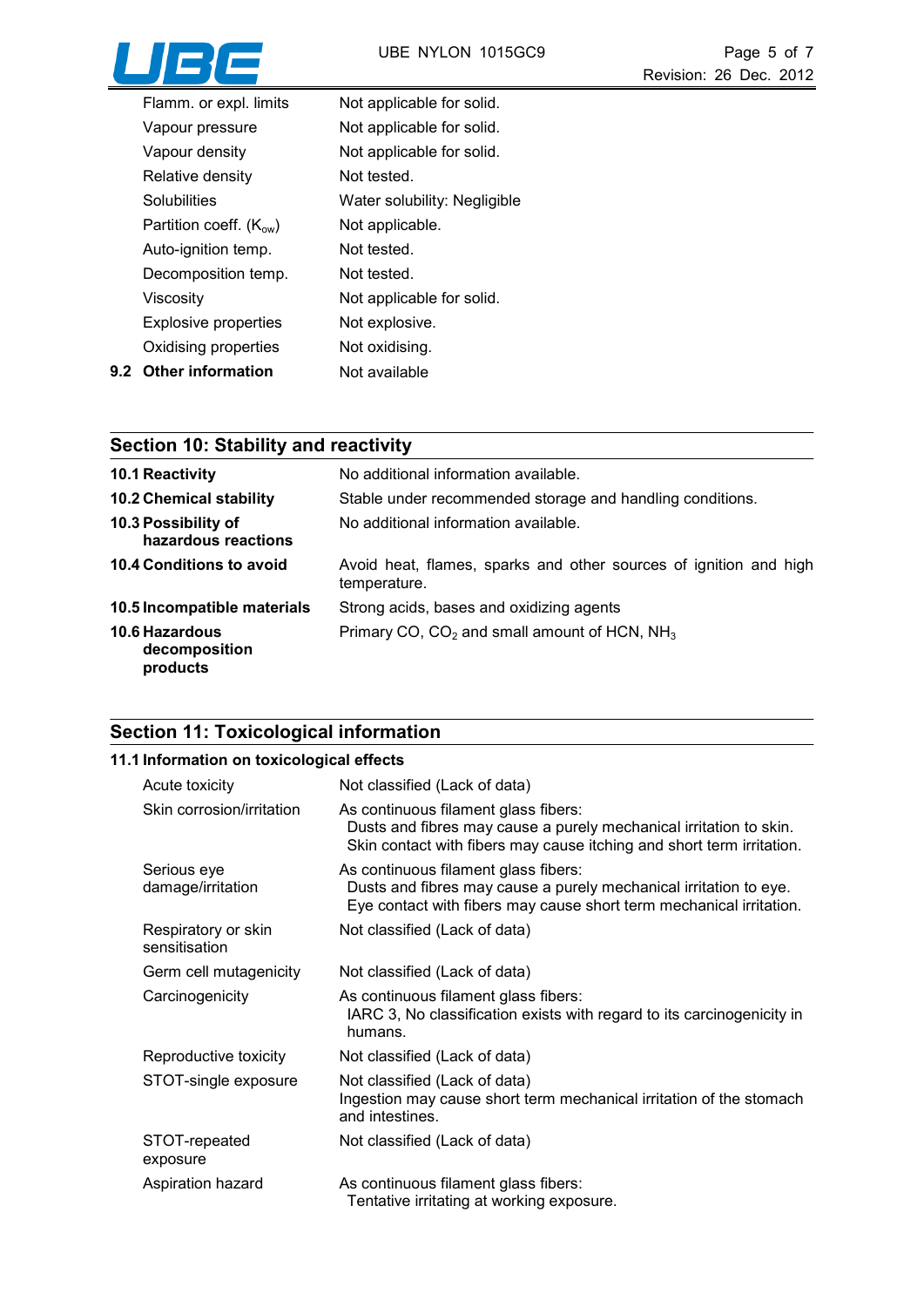| | |
|---|---|
| Flamm. or expl. limits | Not applicable for solid. |
| Vapour pressure | Not applicable for solid. |
| Vapour density | Not applicable for solid. |
| Relative density | Not tested. |
| Solubilities | Water solubility: Negligible |
| Partition coeff. ($K_{ow}$) | Not applicable. |
| Auto-ignition temp. | Not tested. |
| Decomposition temp. | Not tested. |
| Viscosity | Not applicable for solid. |
| Explosive properties | Not explosive. |
| Oxidising properties | Not oxidising. |

**9.2 Other information** Not available

## Section 10: Stability and reactivity

| | |
|---|---|
| **10.1 Reactivity** | No additional information available. |
| **10.2 Chemical stability** | Stable under recommended storage and handling conditions. |
| **10.3 Possibility of hazardous reactions** | No additional information available. |
| **10.4 Conditions to avoid** | Avoid heat, flames, sparks and other sources of ignition and high temperature. |
| **10.5 Incompatible materials** | Strong acids, bases and oxidizing agents |
| **10.6 Hazardous decomposition products** | Primary CO, $CO_2$ and small amount of HCN, $NH_3$ |

## Section 11: Toxicological information

### 11.1 Information on toxicological effects

| | |
|---|---|
| Acute toxicity | Not classified (Lack of data) |
| Skin corrosion/irritation | As continuous filament glass fibers:<br>Dusts and fibres may cause a purely mechanical irritation to skin.<br>Skin contact with fibers may cause itching and short term irritation. |
| Serious eye damage/irritation | As continuous filament glass fibers:<br>Dusts and fibres may cause a purely mechanical irritation to eye.<br>Eye contact with fibers may cause short term mechanical irritation. |
| Respiratory or skin sensitisation | Not classified (Lack of data) |
| Germ cell mutagenicity | Not classified (Lack of data) |
| Carcinogenicity | As continuous filament glass fibers:<br>IARC 3, No classification exists with regard to its carcinogenicity in humans. |
| Reproductive toxicity | Not classified (Lack of data) |
| STOT-single exposure | Not classified (Lack of data)<br>Ingestion may cause short term mechanical irritation of the stomach and intestines. |
| STOT-repeated exposure | Not classified (Lack of data) |
| Aspiration hazard | As continuous filament glass fibers:<br>Tentative irritating at working exposure. |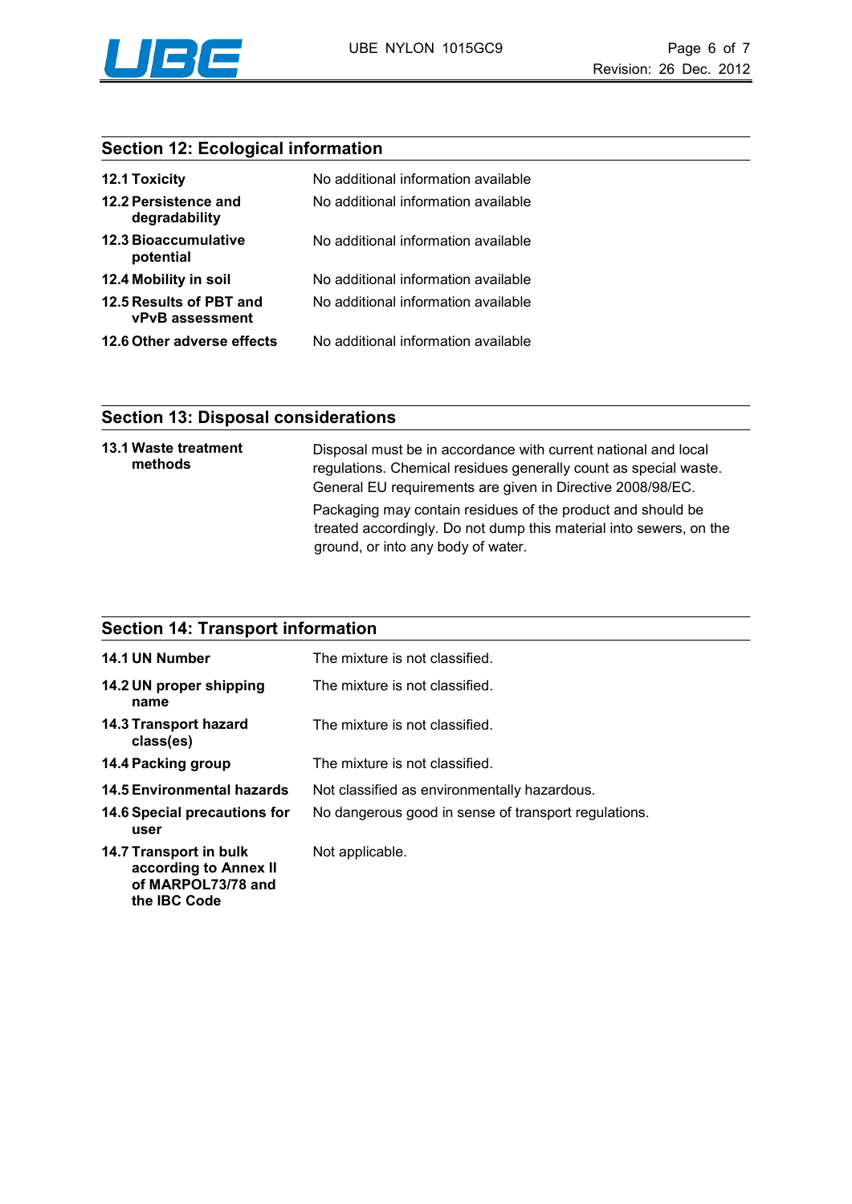## Section 12: Ecological information

| | |
|---|---|
| **12.1 Toxicity** | No additional information available |
| **12.2 Persistence and degradability** | No additional information available |
| **12.3 Bioaccumulative potential** | No additional information available |
| **12.4 Mobility in soil** | No additional information available |
| **12.5 Results of PBT and vPvB assessment** | No additional information available |
| **12.6 Other adverse effects** | No additional information available |

## Section 13: Disposal considerations

**13.1 Waste treatment methods**

Disposal must be in accordance with current national and local regulations. Chemical residues generally count as special waste. General EU requirements are given in Directive 2008/98/EC.

Packaging may contain residues of the product and should be treated accordingly. Do not dump this material into sewers, on the ground, or into any body of water.

## Section 14: Transport information

| | |
|---|---|
| **14.1 UN Number** | The mixture is not classified. |
| **14.2 UN proper shipping name** | The mixture is not classified. |
| **14.3 Transport hazard class(es)** | The mixture is not classified. |
| **14.4 Packing group** | The mixture is not classified. |
| **14.5 Environmental hazards** | Not classified as environmentally hazardous. |
| **14.6 Special precautions for user** | No dangerous good in sense of transport regulations. |
| **14.7 Transport in bulk according to Annex II of MARPOL73/78 and the IBC Code** | Not applicable. |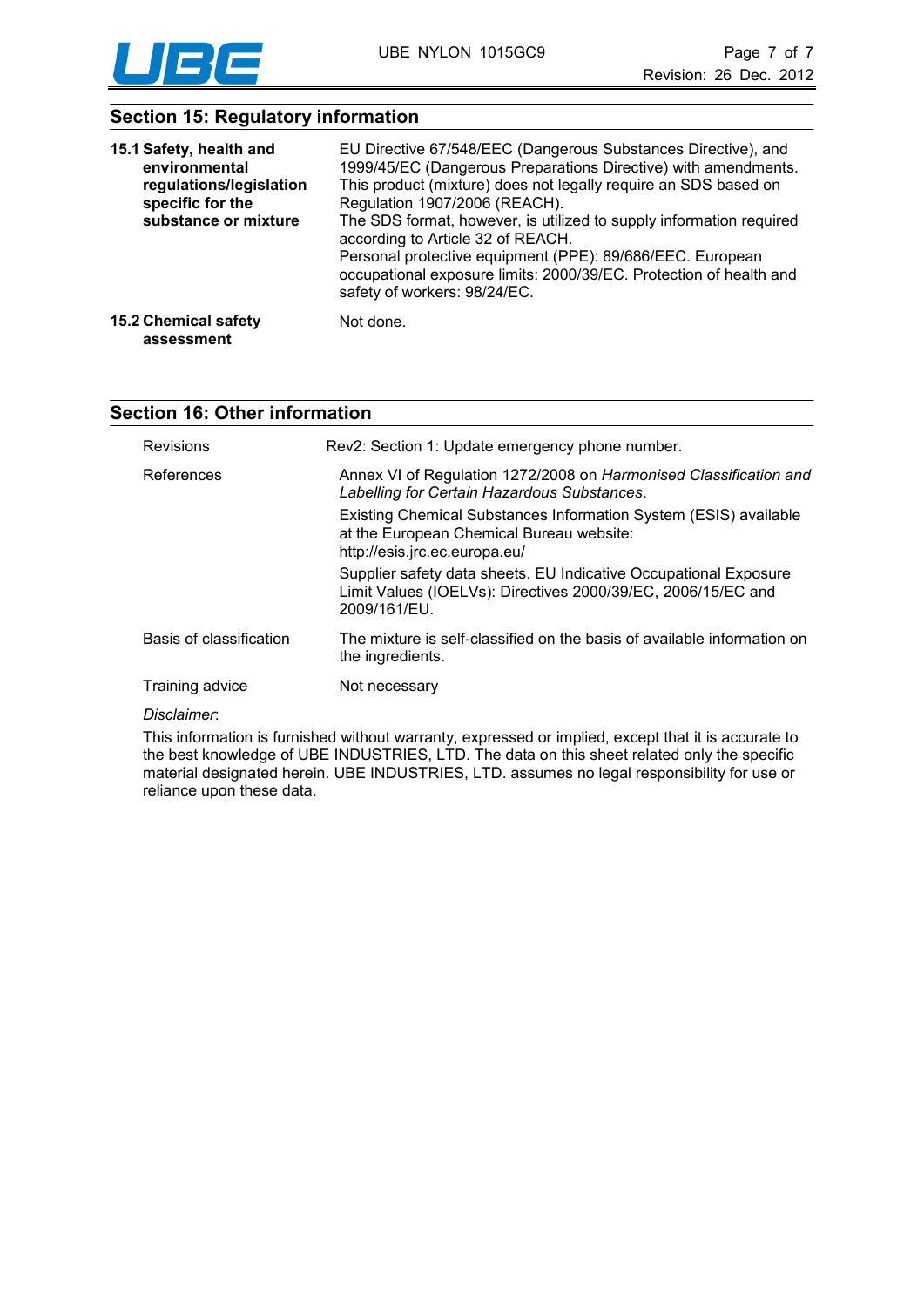## Section 15: Regulatory information

**15.1 Safety, health and environmental regulations/legislation specific for the substance or mixture**

EU Directive 67/548/EEC (Dangerous Substances Directive), and 1999/45/EC (Dangerous Preparations Directive) with amendments. This product (mixture) does not legally require an SDS based on Regulation 1907/2006 (REACH).
The SDS format, however, is utilized to supply information required according to Article 32 of REACH.
Personal protective equipment (PPE): 89/686/EEC. European occupational exposure limits: 2000/39/EC. Protection of health and safety of workers: 98/24/EC.

**15.2 Chemical safety assessment**

Not done.

## Section 16: Other information

| | |
|---|---|
| Revisions | Rev2: Section 1: Update emergency phone number. |
| References | Annex VI of Regulation 1272/2008 on *Harmonised Classification and Labelling for Certain Hazardous Substances*.<br>Existing Chemical Substances Information System (ESIS) available at the European Chemical Bureau website: http://esis.jrc.ec.europa.eu/<br>Supplier safety data sheets. EU Indicative Occupational Exposure Limit Values (IOELVs): Directives 2000/39/EC, 2006/15/EC and 2009/161/EU. |
| Basis of classification | The mixture is self-classified on the basis of available information on the ingredients. |
| Training advice | Not necessary |

*Disclaimer*:

This information is furnished without warranty, expressed or implied, except that it is accurate to the best knowledge of UBE INDUSTRIES, LTD. The data on this sheet related only the specific material designated herein. UBE INDUSTRIES, LTD. assumes no legal responsibility for use or reliance upon these data.